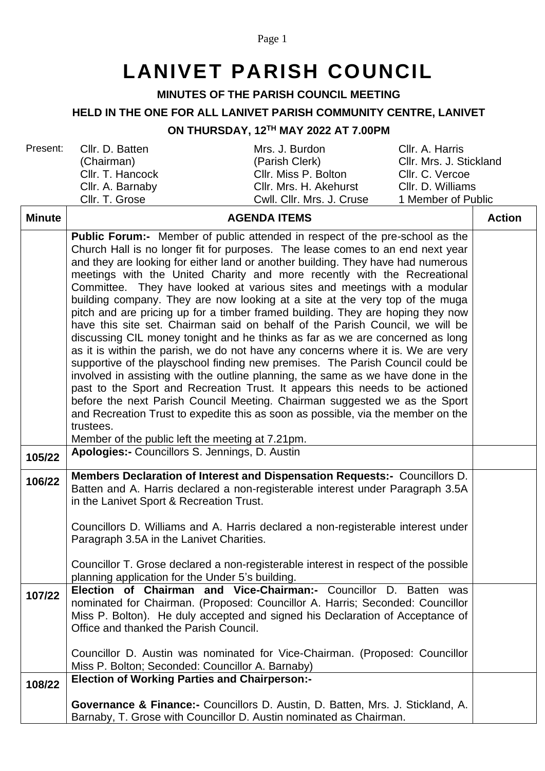# LANIVET PARISH COUNCIL

**MINUTES OF THE PARISH COUNCIL MEETING**

**HELD IN THE ONE FOR ALL LANIVET PARISH COMMUNITY CENTRE, LANIVET**

**ON THURSDAY, 12TH MAY 2022 AT 7.00PM**

| Present: | | | |
|---|---|---|---|
| | Cllr. D. Batten (Chairman) | Mrs. J. Burdon (Parish Clerk) | Cllr. A. Harris |
| | | | Cllr. Mrs. J. Stickland |
| | Cllr. T. Hancock | Cllr. Miss P. Bolton | Cllr. C. Vercoe |
| | Cllr. A. Barnaby | Cllr. Mrs. H. Akehurst | Cllr. D. Williams |
| | Cllr. T. Grose | Cwll. Cllr. Mrs. J. Cruse | 1 Member of Public |

| Minute | AGENDA ITEMS | Action |
|---|---|---|
| | **Public Forum:-** Member of public attended in respect of the pre-school as the Church Hall is no longer fit for purposes. The lease comes to an end next year and they are looking for either land or another building. They have had numerous meetings with the United Charity and more recently with the Recreational Committee. They have looked at various sites and meetings with a modular building company. They are now looking at a site at the very top of the muga pitch and are pricing up for a timber framed building. They are hoping they now have this site set. Chairman said on behalf of the Parish Council, we will be discussing CIL money tonight and he thinks as far as we are concerned as long as it is within the parish, we do not have any concerns where it is. We are very supportive of the playschool finding new premises. The Parish Council could be involved in assisting with the outline planning, the same as we have done in the past to the Sport and Recreation Trust. It appears this needs to be actioned before the next Parish Council Meeting. Chairman suggested we as the Sport and Recreation Trust to expedite this as soon as possible, via the member on the trustees.<br>Member of the public left the meeting at 7.21pm. | |
| 105/22 | **Apologies:-** Councillors S. Jennings, D. Austin | |
| 106/22 | **Members Declaration of Interest and Dispensation Requests:-** Councillors D. Batten and A. Harris declared a non-registerable interest under Paragraph 3.5A in the Lanivet Sport & Recreation Trust.<br><br>Councillors D. Williams and A. Harris declared a non-registerable interest under Paragraph 3.5A in the Lanivet Charities.<br><br>Councillor T. Grose declared a non-registerable interest in respect of the possible planning application for the Under 5's building. | |
| 107/22 | **Election of Chairman and Vice-Chairman:-** Councillor D. Batten was nominated for Chairman. (Proposed: Councillor A. Harris; Seconded: Councillor Miss P. Bolton). He duly accepted and signed his Declaration of Acceptance of Office and thanked the Parish Council.<br><br>Councillor D. Austin was nominated for Vice-Chairman. (Proposed: Councillor Miss P. Bolton; Seconded: Councillor A. Barnaby) | |
| 108/22 | **Election of Working Parties and Chairperson:-**<br><br>**Governance & Finance:-** Councillors D. Austin, D. Batten, Mrs. J. Stickland, A. Barnaby, T. Grose with Councillor D. Austin nominated as Chairman. | |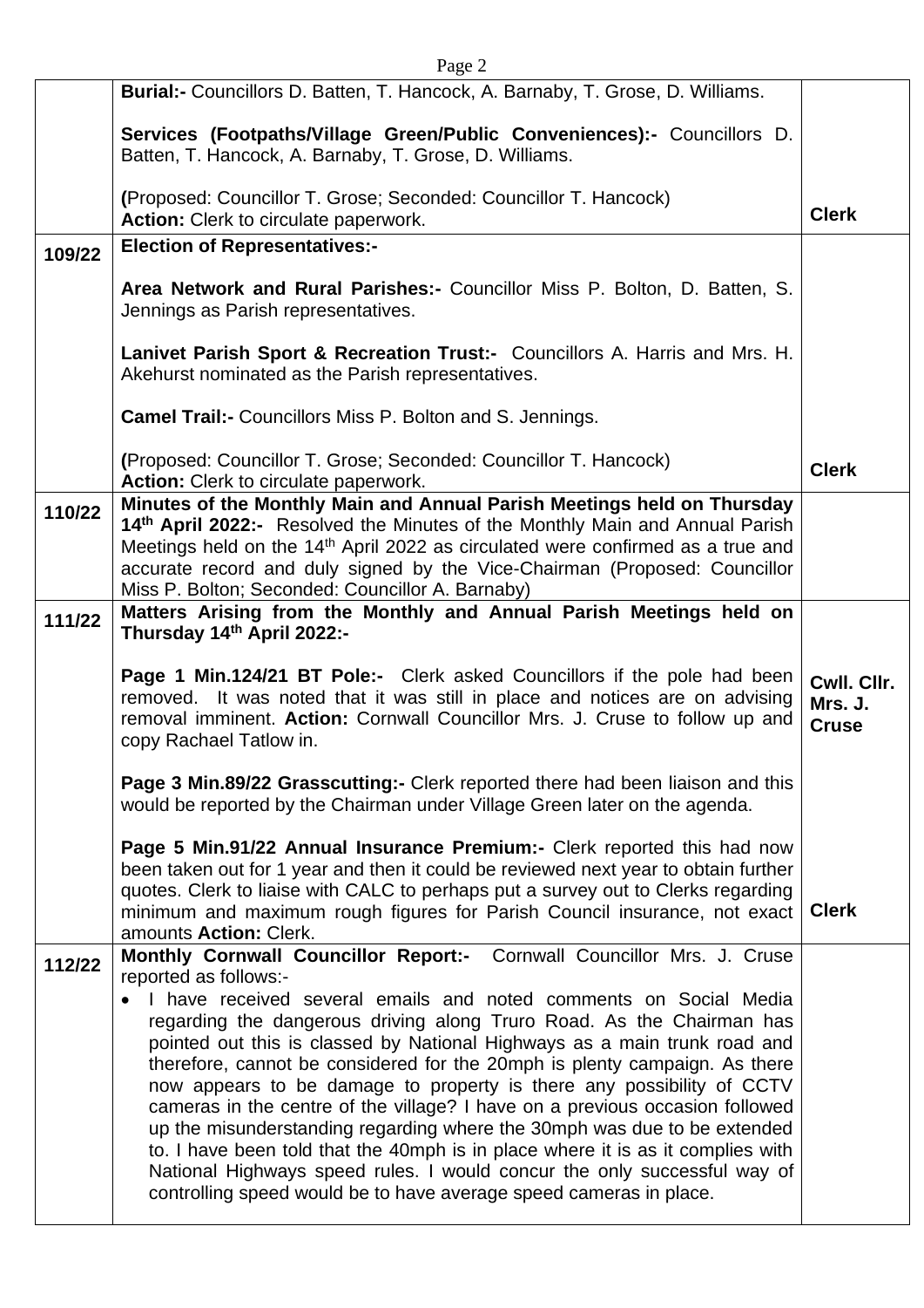|  |  |  |
|---|---|---|
|  | **Burial:-** Councillors D. Batten, T. Hancock, A. Barnaby, T. Grose, D. Williams.<br><br>**Services (Footpaths/Village Green/Public Conveniences):-** Councillors D. Batten, T. Hancock, A. Barnaby, T. Grose, D. Williams.<br><br>**(**Proposed: Councillor T. Grose; Seconded: Councillor T. Hancock)<br>**Action:** Clerk to circulate paperwork. | **Clerk** |
| **109/22** | **Election of Representatives:-**<br><br>**Area Network and Rural Parishes:-** Councillor Miss P. Bolton, D. Batten, S. Jennings as Parish representatives.<br><br>**Lanivet Parish Sport & Recreation Trust:-** Councillors A. Harris and Mrs. H. Akehurst nominated as the Parish representatives.<br><br>**Camel Trail:-** Councillors Miss P. Bolton and S. Jennings.<br><br>**(**Proposed: Councillor T. Grose; Seconded: Councillor T. Hancock)<br>**Action:** Clerk to circulate paperwork. | **Clerk** |
| **110/22** | **Minutes of the Monthly Main and Annual Parish Meetings held on Thursday 14th April 2022:-** Resolved the Minutes of the Monthly Main and Annual Parish Meetings held on the 14th April 2022 as circulated were confirmed as a true and accurate record and duly signed by the Vice-Chairman (Proposed: Councillor Miss P. Bolton; Seconded: Councillor A. Barnaby) |  |
| **111/22** | **Matters Arising from the Monthly and Annual Parish Meetings held on Thursday 14th April 2022:-**<br><br>**Page 1 Min.124/21 BT Pole:-** Clerk asked Councillors if the pole had been removed. It was noted that it was still in place and notices are on advising removal imminent. **Action:** Cornwall Councillor Mrs. J. Cruse to follow up and copy Rachael Tatlow in.<br><br>**Page 3 Min.89/22 Grasscutting:-** Clerk reported there had been liaison and this would be reported by the Chairman under Village Green later on the agenda.<br><br>**Page 5 Min.91/22 Annual Insurance Premium:-** Clerk reported this had now been taken out for 1 year and then it could be reviewed next year to obtain further quotes. Clerk to liaise with CALC to perhaps put a survey out to Clerks regarding minimum and maximum rough figures for Parish Council insurance, not exact amounts **Action:** Clerk. | **Cwll. Cllr. Mrs. J. Cruse**<br><br><br><br><br><br><br>**Clerk** |
| **112/22** | **Monthly Cornwall Councillor Report:-** Cornwall Councillor Mrs. J. Cruse reported as follows:-<br>• I have received several emails and noted comments on Social Media regarding the dangerous driving along Truro Road. As the Chairman has pointed out this is classed by National Highways as a main trunk road and therefore, cannot be considered for the 20mph is plenty campaign. As there now appears to be damage to property is there any possibility of CCTV cameras in the centre of the village? I have on a previous occasion followed up the misunderstanding regarding where the 30mph was due to be extended to. I have been told that the 40mph is in place where it is as it complies with National Highways speed rules. I would concur the only successful way of controlling speed would be to have average speed cameras in place. |  |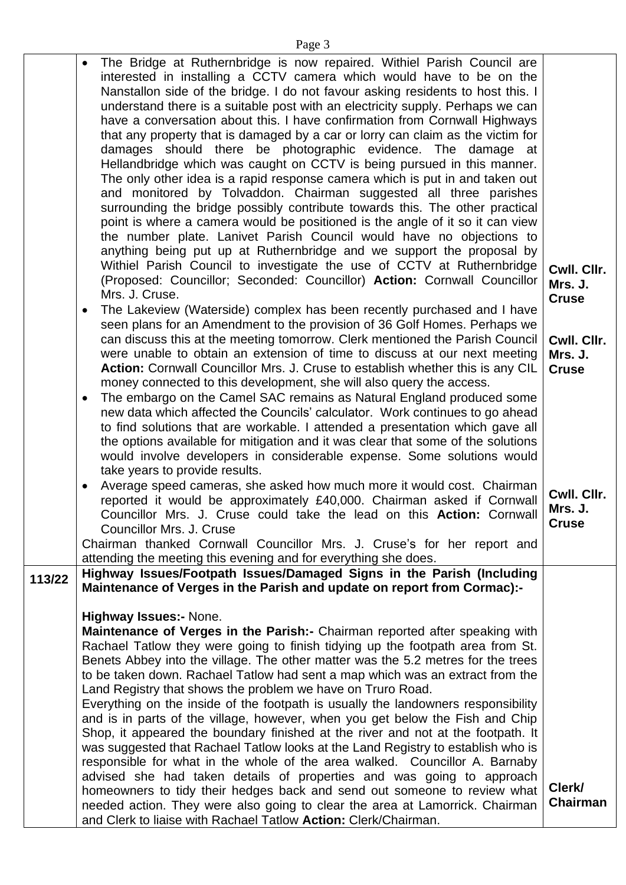| | | |
|---|---|---|
| | • The Bridge at Ruthernbridge is now repaired. Withiel Parish Council are interested in installing a CCTV camera which would have to be on the Nanstallon side of the bridge. I do not favour asking residents to host this. I understand there is a suitable post with an electricity supply. Perhaps we can have a conversation about this. I have confirmation from Cornwall Highways that any property that is damaged by a car or lorry can claim as the victim for damages should there be photographic evidence. The damage at Hellandbridge which was caught on CCTV is being pursued in this manner. The only other idea is a rapid response camera which is put in and taken out and monitored by Tolvaddon. Chairman suggested all three parishes surrounding the bridge possibly contribute towards this. The other practical point is where a camera would be positioned is the angle of it so it can view the number plate. Lanivet Parish Council would have no objections to anything being put up at Ruthernbridge and we support the proposal by Withiel Parish Council to investigate the use of CCTV at Ruthernbridge (Proposed: Councillor; Seconded: Councillor) **Action:** Cornwall Councillor Mrs. J. Cruse.<br>• The Lakeview (Waterside) complex has been recently purchased and I have seen plans for an Amendment to the provision of 36 Golf Homes. Perhaps we can discuss this at the meeting tomorrow. Clerk mentioned the Parish Council were unable to obtain an extension of time to discuss at our next meeting **Action:** Cornwall Councillor Mrs. J. Cruse to establish whether this is any CIL money connected to this development, she will also query the access.<br>• The embargo on the Camel SAC remains as Natural England produced some new data which affected the Councils' calculator. Work continues to go ahead to find solutions that are workable. I attended a presentation which gave all the options available for mitigation and it was clear that some of the solutions would involve developers in considerable expense. Some solutions would take years to provide results.<br>• Average speed cameras, she asked how much more it would cost. Chairman reported it would be approximately £40,000. Chairman asked if Cornwall Councillor Mrs. J. Cruse could take the lead on this **Action:** Cornwall Councillor Mrs. J. Cruse<br>Chairman thanked Cornwall Councillor Mrs. J. Cruse's for her report and attending the meeting this evening and for everything she does. | **Cwll. Cllr. Mrs. J. Cruse**<br><br>**Cwll. Cllr. Mrs. J. Cruse**<br><br>**Cwll. Cllr. Mrs. J. Cruse** |
| **113/22** | **Highway Issues/Footpath Issues/Damaged Signs in the Parish (Including Maintenance of Verges in the Parish and update on report from Cormac):-**<br><br>**Highway Issues:-** None.<br>**Maintenance of Verges in the Parish:-** Chairman reported after speaking with Rachael Tatlow they were going to finish tidying up the footpath area from St. Benets Abbey into the village. The other matter was the 5.2 metres for the trees to be taken down. Rachael Tatlow had sent a map which was an extract from the Land Registry that shows the problem we have on Truro Road.<br>Everything on the inside of the footpath is usually the landowners responsibility and is in parts of the village, however, when you get below the Fish and Chip Shop, it appeared the boundary finished at the river and not at the footpath. It was suggested that Rachael Tatlow looks at the Land Registry to establish who is responsible for what in the whole of the area walked. Councillor A. Barnaby advised she had taken details of properties and was going to approach homeowners to tidy their hedges back and send out someone to review what needed action. They were also going to clear the area at Lamorrick. Chairman and Clerk to liaise with Rachael Tatlow **Action:** Clerk/Chairman. | **Clerk/ Chairman** |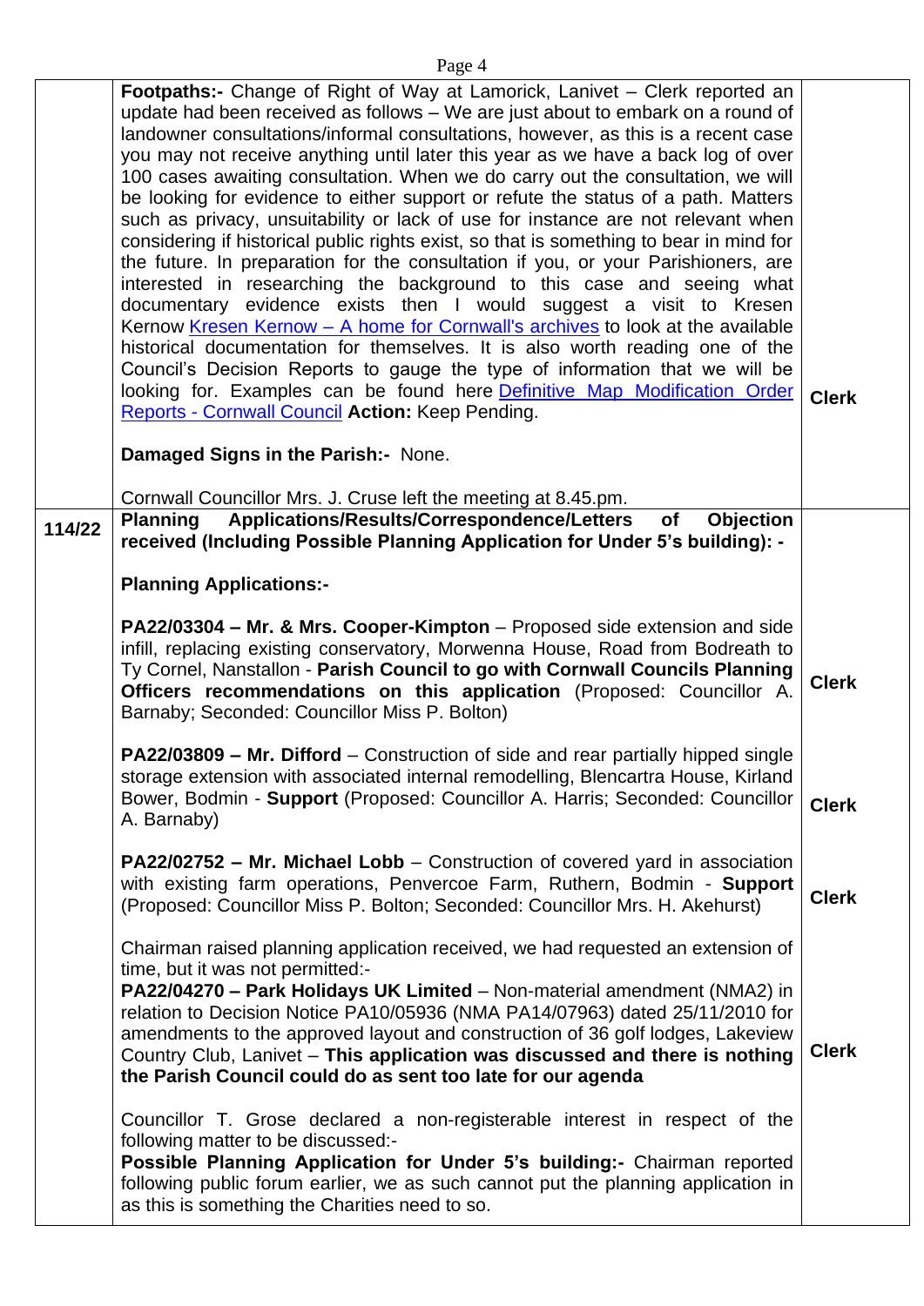| | | |
|---|---|---|
| | **Footpaths:-** Change of Right of Way at Lamorick, Lanivet – Clerk reported an update had been received as follows – We are just about to embark on a round of landowner consultations/informal consultations, however, as this is a recent case you may not receive anything until later this year as we have a back log of over 100 cases awaiting consultation. When we do carry out the consultation, we will be looking for evidence to either support or refute the status of a path. Matters such as privacy, unsuitability or lack of use for instance are not relevant when considering if historical public rights exist, so that is something to bear in mind for the future. In preparation for the consultation if you, or your Parishioners, are interested in researching the background to this case and seeing what documentary evidence exists then I would suggest a visit to Kresen Kernow [Kresen Kernow – A home for Cornwall's archives] to look at the available historical documentation for themselves. It is also worth reading one of the Council's Decision Reports to gauge the type of information that we will be looking for. Examples can be found here [Definitive Map Modification Order Reports - Cornwall Council] **Action:** Keep Pending.<br><br>**Damaged Signs in the Parish:-** None.<br><br>Cornwall Councillor Mrs. J. Cruse left the meeting at 8.45.pm. | **Clerk** |
| **114/22** | **Planning Applications/Results/Correspondence/Letters of Objection received (Including Possible Planning Application for Under 5's building): -**<br><br>**Planning Applications:-** | |
| | **PA22/03304 – Mr. & Mrs. Cooper-Kimpton** – Proposed side extension and side infill, replacing existing conservatory, Morwenna House, Road from Bodreath to Ty Cornel, Nanstallon - **Parish Council to go with Cornwall Councils Planning Officers recommendations on this application** (Proposed: Councillor A. Barnaby; Seconded: Councillor Miss P. Bolton) | **Clerk** |
| | **PA22/03809 – Mr. Difford** – Construction of side and rear partially hipped single storage extension with associated internal remodelling, Blencartra House, Kirland Bower, Bodmin - **Support** (Proposed: Councillor A. Harris; Seconded: Councillor A. Barnaby) | **Clerk** |
| | **PA22/02752 – Mr. Michael Lobb** – Construction of covered yard in association with existing farm operations, Penvercoe Farm, Ruthern, Bodmin - **Support** (Proposed: Councillor Miss P. Bolton; Seconded: Councillor Mrs. H. Akehurst) | **Clerk** |
| | Chairman raised planning application received, we had requested an extension of time, but it was not permitted:-<br>**PA22/04270 – Park Holidays UK Limited** – Non-material amendment (NMA2) in relation to Decision Notice PA10/05936 (NMA PA14/07963) dated 25/11/2010 for amendments to the approved layout and construction of 36 golf lodges, Lakeview Country Club, Lanivet – **This application was discussed and there is nothing the Parish Council could do as sent too late for our agenda** | **Clerk** |
| | Councillor T. Grose declared a non-registerable interest in respect of the following matter to be discussed:-<br>**Possible Planning Application for Under 5's building:-** Chairman reported following public forum earlier, we as such cannot put the planning application in as this is something the Charities need to so. | |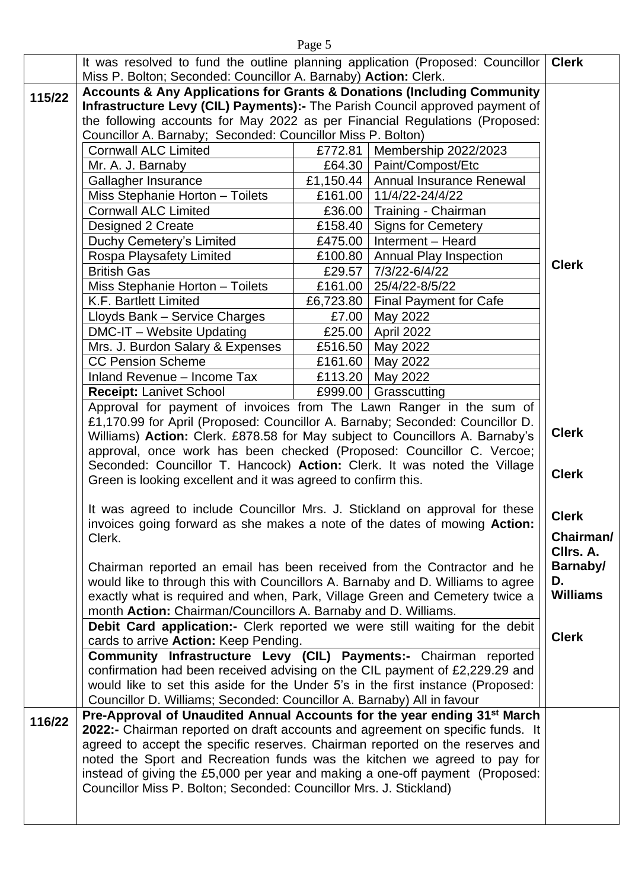| | | |
|---|---|---|
| | It was resolved to fund the outline planning application (Proposed: Councillor Miss P. Bolton; Seconded: Councillor A. Barnaby) **Action:** Clerk. | **Clerk** |
| **115/22** | **Accounts & Any Applications for Grants & Donations (Including Community Infrastructure Levy (CIL) Payments):-** The Parish Council approved payment of the following accounts for May 2022 as per Financial Regulations (Proposed: Councillor A. Barnaby; Seconded: Councillor Miss P. Bolton) | |

| Payee | Amount | Details |
|---|---|---|
| Cornwall ALC Limited | £772.81 | Membership 2022/2023 |
| Mr. A. J. Barnaby | £64.30 | Paint/Compost/Etc |
| Gallagher Insurance | £1,150.44 | Annual Insurance Renewal |
| Miss Stephanie Horton – Toilets | £161.00 | 11/4/22-24/4/22 |
| Cornwall ALC Limited | £36.00 | Training - Chairman |
| Designed 2 Create | £158.40 | Signs for Cemetery |
| Duchy Cemetery's Limited | £475.00 | Interment – Heard |
| Rospa Playsafety Limited | £100.80 | Annual Play Inspection |
| British Gas | £29.57 | 7/3/22-6/4/22 |
| Miss Stephanie Horton – Toilets | £161.00 | 25/4/22-8/5/22 |
| K.F. Bartlett Limited | £6,723.80 | Final Payment for Cafe |
| Lloyds Bank – Service Charges | £7.00 | May 2022 |
| DMC-IT – Website Updating | £25.00 | April 2022 |
| Mrs. J. Burdon Salary & Expenses | £516.50 | May 2022 |
| CC Pension Scheme | £161.60 | May 2022 |
| Inland Revenue – Income Tax | £113.20 | May 2022 |
| **Receipt:** Lanivet School | £999.00 | Grasscutting |

**Action: Clerk**

Approval for payment of invoices from The Lawn Ranger in the sum of £1,170.99 for April (Proposed: Councillor A. Barnaby; Seconded: Councillor D. Williams) **Action:** Clerk. £878.58 for May subject to Councillors A. Barnaby's approval, once work has been checked (Proposed: Councillor C. Vercoe; Seconded: Councillor T. Hancock) **Action:** Clerk. It was noted the Village Green is looking excellent and it was agreed to confirm this. — **Clerk / Clerk**

It was agreed to include Councillor Mrs. J. Stickland on approval for these invoices going forward as she makes a note of the dates of mowing **Action:** Clerk. — **Clerk**

Chairman reported an email has been received from the Contractor and he would like to through this with Councillors A. Barnaby and D. Williams to agree exactly what is required and when, Park, Village Green and Cemetery twice a month **Action:** Chairman/Councillors A. Barnaby and D. Williams. — **Chairman/ Cllrs. A. Barnaby/ D. Williams**

**Debit Card application:-** Clerk reported we were still waiting for the debit cards to arrive **Action:** Keep Pending. — **Clerk**

**Community Infrastructure Levy (CIL) Payments:-** Chairman reported confirmation had been received advising on the CIL payment of £2,229.29 and would like to set this aside for the Under 5's in the first instance (Proposed: Councillor D. Williams; Seconded: Councillor A. Barnaby) All in favour

| | | |
|---|---|---|
| **116/22** | **Pre-Approval of Unaudited Annual Accounts for the year ending 31st March 2022:-** Chairman reported on draft accounts and agreement on specific funds. It agreed to accept the specific reserves. Chairman reported on the reserves and noted the Sport and Recreation funds was the kitchen we agreed to pay for instead of giving the £5,000 per year and making a one-off payment (Proposed: Councillor Miss P. Bolton; Seconded: Councillor Mrs. J. Stickland) | |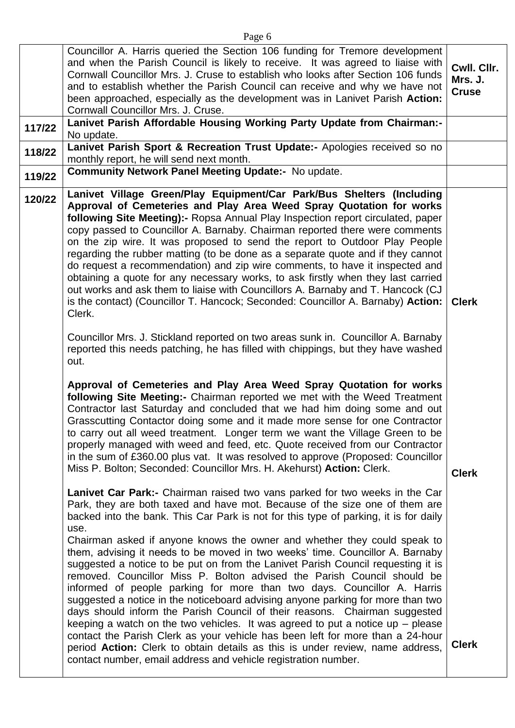| | | |
|---|---|---|
| | Councillor A. Harris queried the Section 106 funding for Tremore development and when the Parish Council is likely to receive. It was agreed to liaise with Cornwall Councillor Mrs. J. Cruse to establish who looks after Section 106 funds and to establish whether the Parish Council can receive and why we have not been approached, especially as the development was in Lanivet Parish **Action:** Cornwall Councillor Mrs. J. Cruse. | **Cwll. Cllr. Mrs. J. Cruse** |
| **117/22** | **Lanivet Parish Affordable Housing Working Party Update from Chairman:-** No update. | |
| **118/22** | **Lanivet Parish Sport & Recreation Trust Update:-** Apologies received so no monthly report, he will send next month. | |
| **119/22** | **Community Network Panel Meeting Update:-** No update. | |
| **120/22** | **Lanivet Village Green/Play Equipment/Car Park/Bus Shelters (Including Approval of Cemeteries and Play Area Weed Spray Quotation for works following Site Meeting):-** Ropsa Annual Play Inspection report circulated, paper copy passed to Councillor A. Barnaby. Chairman reported there were comments on the zip wire. It was proposed to send the report to Outdoor Play People regarding the rubber matting (to be done as a separate quote and if they cannot do request a recommendation) and zip wire comments, to have it inspected and obtaining a quote for any necessary works, to ask firstly when they last carried out works and ask them to liaise with Councillors A. Barnaby and T. Hancock (CJ is the contact) (Councillor T. Hancock; Seconded: Councillor A. Barnaby) **Action:** Clerk.<br><br>Councillor Mrs. J. Stickland reported on two areas sunk in. Councillor A. Barnaby reported this needs patching, he has filled with chippings, but they have washed out.<br><br>**Approval of Cemeteries and Play Area Weed Spray Quotation for works following Site Meeting:-** Chairman reported we met with the Weed Treatment Contractor last Saturday and concluded that we had him doing some and out Grasscutting Contactor doing some and it made more sense for one Contractor to carry out all weed treatment. Longer term we want the Village Green to be properly managed with weed and feed, etc. Quote received from our Contractor in the sum of £360.00 plus vat. It was resolved to approve (Proposed: Councillor Miss P. Bolton; Seconded: Councillor Mrs. H. Akehurst) **Action:** Clerk.<br><br>**Lanivet Car Park:-** Chairman raised two vans parked for two weeks in the Car Park, they are both taxed and have mot. Because of the size one of them are backed into the bank. This Car Park is not for this type of parking, it is for daily use.<br>Chairman asked if anyone knows the owner and whether they could speak to them, advising it needs to be moved in two weeks' time. Councillor A. Barnaby suggested a notice to be put on from the Lanivet Parish Council requesting it is removed. Councillor Miss P. Bolton advised the Parish Council should be informed of people parking for more than two days. Councillor A. Harris suggested a notice in the noticeboard advising anyone parking for more than two days should inform the Parish Council of their reasons. Chairman suggested keeping a watch on the two vehicles. It was agreed to put a notice up – please contact the Parish Clerk as your vehicle has been left for more than a 24-hour period **Action:** Clerk to obtain details as this is under review, name address, contact number, email address and vehicle registration number. | **Clerk**<br><br>**Clerk**<br><br>**Clerk** |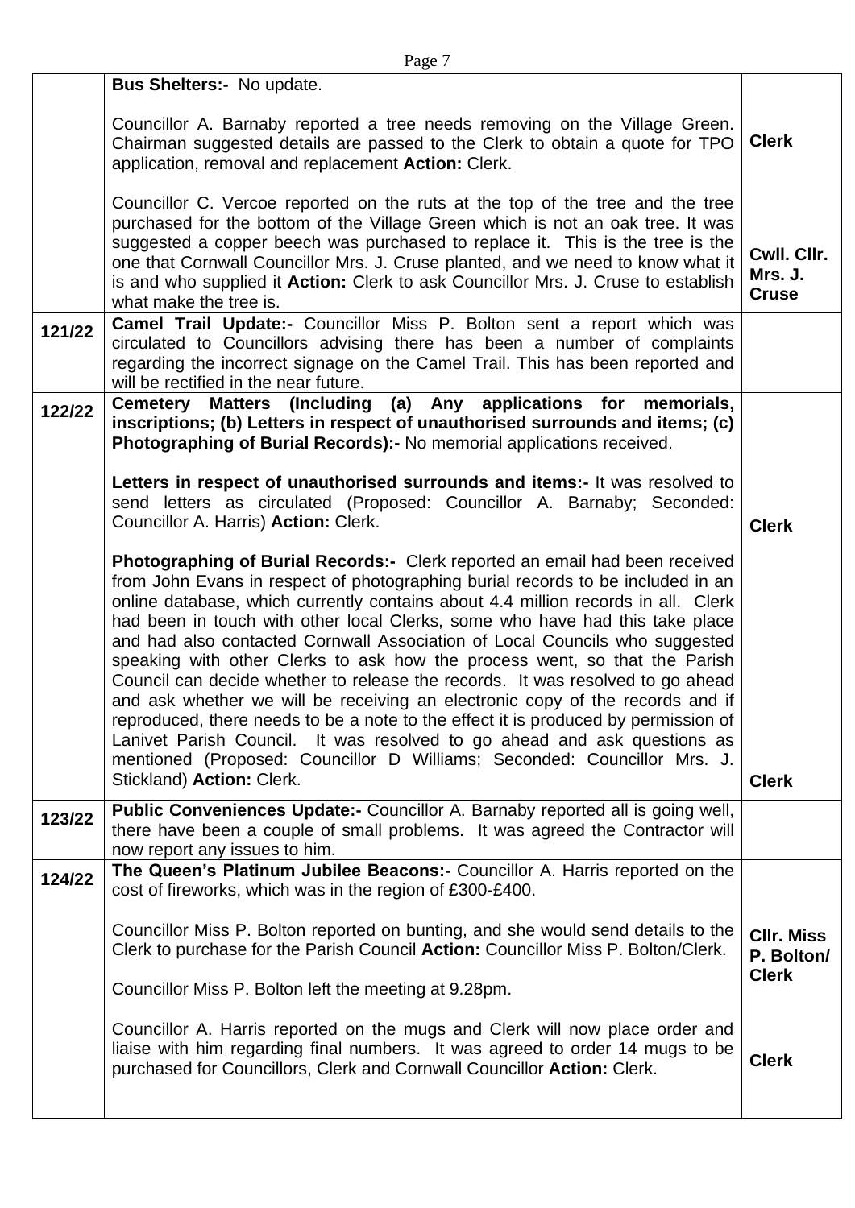| | | |
|---|---|---|
| | **Bus Shelters:-** No update.<br><br>Councillor A. Barnaby reported a tree needs removing on the Village Green. Chairman suggested details are passed to the Clerk to obtain a quote for TPO application, removal and replacement **Action:** Clerk.<br><br>Councillor C. Vercoe reported on the ruts at the top of the tree and the tree purchased for the bottom of the Village Green which is not an oak tree. It was suggested a copper beech was purchased to replace it. This is the tree is the one that Cornwall Councillor Mrs. J. Cruse planted, and we need to know what it is and who supplied it **Action:** Clerk to ask Councillor Mrs. J. Cruse to establish what make the tree is. | **Clerk**<br><br>**Cwll. Cllr. Mrs. J. Cruse** |
| **121/22** | **Camel Trail Update:-** Councillor Miss P. Bolton sent a report which was circulated to Councillors advising there has been a number of complaints regarding the incorrect signage on the Camel Trail. This has been reported and will be rectified in the near future. | |
| **122/22** | **Cemetery Matters (Including (a) Any applications for memorials, inscriptions; (b) Letters in respect of unauthorised surrounds and items; (c) Photographing of Burial Records):-** No memorial applications received.<br><br>**Letters in respect of unauthorised surrounds and items:-** It was resolved to send letters as circulated (Proposed: Councillor A. Barnaby; Seconded: Councillor A. Harris) **Action:** Clerk.<br><br>**Photographing of Burial Records:-** Clerk reported an email had been received from John Evans in respect of photographing burial records to be included in an online database, which currently contains about 4.4 million records in all. Clerk had been in touch with other local Clerks, some who have had this take place and had also contacted Cornwall Association of Local Councils who suggested speaking with other Clerks to ask how the process went, so that the Parish Council can decide whether to release the records. It was resolved to go ahead and ask whether we will be receiving an electronic copy of the records and if reproduced, there needs to be a note to the effect it is produced by permission of Lanivet Parish Council. It was resolved to go ahead and ask questions as mentioned (Proposed: Councillor D Williams; Seconded: Councillor Mrs. J. Stickland) **Action:** Clerk. | **Clerk**<br><br>**Clerk** |
| **123/22** | **Public Conveniences Update:-** Councillor A. Barnaby reported all is going well, there have been a couple of small problems. It was agreed the Contractor will now report any issues to him. | |
| **124/22** | **The Queen's Platinum Jubilee Beacons:-** Councillor A. Harris reported on the cost of fireworks, which was in the region of £300-£400.<br><br>Councillor Miss P. Bolton reported on bunting, and she would send details to the Clerk to purchase for the Parish Council **Action:** Councillor Miss P. Bolton/Clerk.<br><br>Councillor Miss P. Bolton left the meeting at 9.28pm.<br><br>Councillor A. Harris reported on the mugs and Clerk will now place order and liaise with him regarding final numbers. It was agreed to order 14 mugs to be purchased for Councillors, Clerk and Cornwall Councillor **Action:** Clerk. | **Cllr. Miss P. Bolton/ Clerk**<br><br>**Clerk** |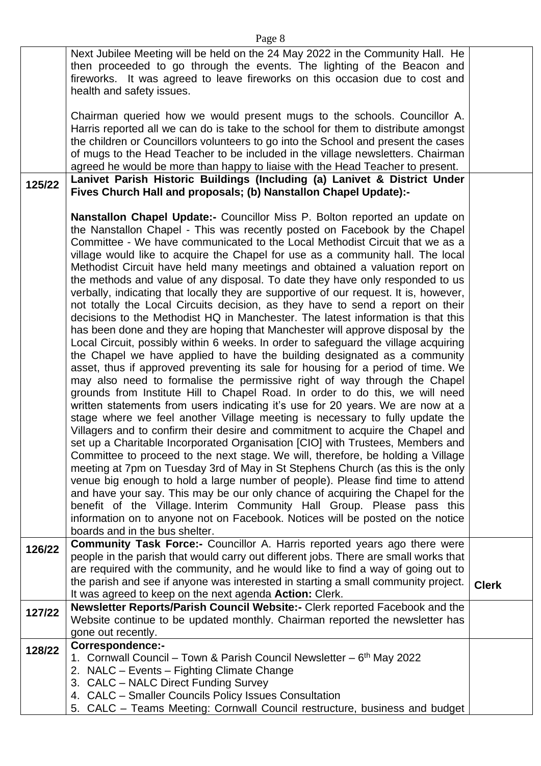| | | |
|---|---|---|
| | Next Jubilee Meeting will be held on the 24 May 2022 in the Community Hall. He then proceeded to go through the events. The lighting of the Beacon and fireworks. It was agreed to leave fireworks on this occasion due to cost and health and safety issues.<br><br>Chairman queried how we would present mugs to the schools. Councillor A. Harris reported all we can do is take to the school for them to distribute amongst the children or Councillors volunteers to go into the School and present the cases of mugs to the Head Teacher to be included in the village newsletters. Chairman agreed he would be more than happy to liaise with the Head Teacher to present. | |
| **125/22** | **Lanivet Parish Historic Buildings (Including (a) Lanivet & District Under Fives Church Hall and proposals; (b) Nanstallon Chapel Update):-**<br><br>**Nanstallon Chapel Update:-** Councillor Miss P. Bolton reported an update on the Nanstallon Chapel - This was recently posted on Facebook by the Chapel Committee - We have communicated to the Local Methodist Circuit that we as a village would like to acquire the Chapel for use as a community hall. The local Methodist Circuit have held many meetings and obtained a valuation report on the methods and value of any disposal. To date they have only responded to us verbally, indicating that locally they are supportive of our request. It is, however, not totally the Local Circuits decision, as they have to send a report on their decisions to the Methodist HQ in Manchester. The latest information is that this has been done and they are hoping that Manchester will approve disposal by the Local Circuit, possibly within 6 weeks. In order to safeguard the village acquiring the Chapel we have applied to have the building designated as a community asset, thus if approved preventing its sale for housing for a period of time. We may also need to formalise the permissive right of way through the Chapel grounds from Institute Hill to Chapel Road. In order to do this, we will need written statements from users indicating it's use for 20 years. We are now at a stage where we feel another Village meeting is necessary to fully update the Villagers and to confirm their desire and commitment to acquire the Chapel and set up a Charitable Incorporated Organisation [CIO] with Trustees, Members and Committee to proceed to the next stage. We will, therefore, be holding a Village meeting at 7pm on Tuesday 3rd of May in St Stephens Church (as this is the only venue big enough to hold a large number of people). Please find time to attend and have your say. This may be our only chance of acquiring the Chapel for the benefit of the Village. Interim Community Hall Group. Please pass this information on to anyone not on Facebook. Notices will be posted on the notice boards and in the bus shelter. | |
| **126/22** | **Community Task Force:-** Councillor A. Harris reported years ago there were people in the parish that would carry out different jobs. There are small works that are required with the community, and he would like to find a way of going out to the parish and see if anyone was interested in starting a small community project. It was agreed to keep on the next agenda **Action:** Clerk. | **Clerk** |
| **127/22** | **Newsletter Reports/Parish Council Website:-** Clerk reported Facebook and the Website continue to be updated monthly. Chairman reported the newsletter has gone out recently. | |
| **128/22** | **Correspondence:-**<br>1. Cornwall Council – Town & Parish Council Newsletter – 6th May 2022<br>2. NALC – Events – Fighting Climate Change<br>3. CALC – NALC Direct Funding Survey<br>4. CALC – Smaller Councils Policy Issues Consultation<br>5. CALC – Teams Meeting: Cornwall Council restructure, business and budget | |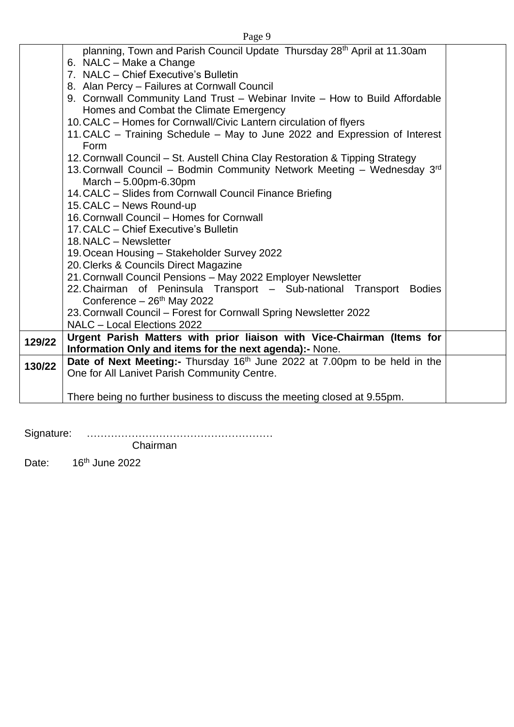| | | |
|---|---|---|
| | planning, Town and Parish Council Update Thursday 28th April at 11.30am<br>6. NALC – Make a Change<br>7. NALC – Chief Executive's Bulletin<br>8. Alan Percy – Failures at Cornwall Council<br>9. Cornwall Community Land Trust – Webinar Invite – How to Build Affordable Homes and Combat the Climate Emergency<br>10. CALC – Homes for Cornwall/Civic Lantern circulation of flyers<br>11. CALC – Training Schedule – May to June 2022 and Expression of Interest Form<br>12. Cornwall Council – St. Austell China Clay Restoration & Tipping Strategy<br>13. Cornwall Council – Bodmin Community Network Meeting – Wednesday 3rd March – 5.00pm-6.30pm<br>14. CALC – Slides from Cornwall Council Finance Briefing<br>15. CALC – News Round-up<br>16. Cornwall Council – Homes for Cornwall<br>17. CALC – Chief Executive's Bulletin<br>18. NALC – Newsletter<br>19. Ocean Housing – Stakeholder Survey 2022<br>20. Clerks & Councils Direct Magazine<br>21. Cornwall Council Pensions – May 2022 Employer Newsletter<br>22. Chairman of Peninsula Transport – Sub-national Transport Bodies Conference – 26th May 2022<br>23. Cornwall Council – Forest for Cornwall Spring Newsletter 2022<br>NALC – Local Elections 2022 | |
| **129/22** | **Urgent Parish Matters with prior liaison with Vice-Chairman (Items for Information Only and items for the next agenda):-** None. | |
| **130/22** | **Date of Next Meeting:-** Thursday 16th June 2022 at 7.00pm to be held in the One for All Lanivet Parish Community Centre.<br><br>There being no further business to discuss the meeting closed at 9.55pm. | |

Signature: ………………………………………………
Chairman

Date: 16th June 2022